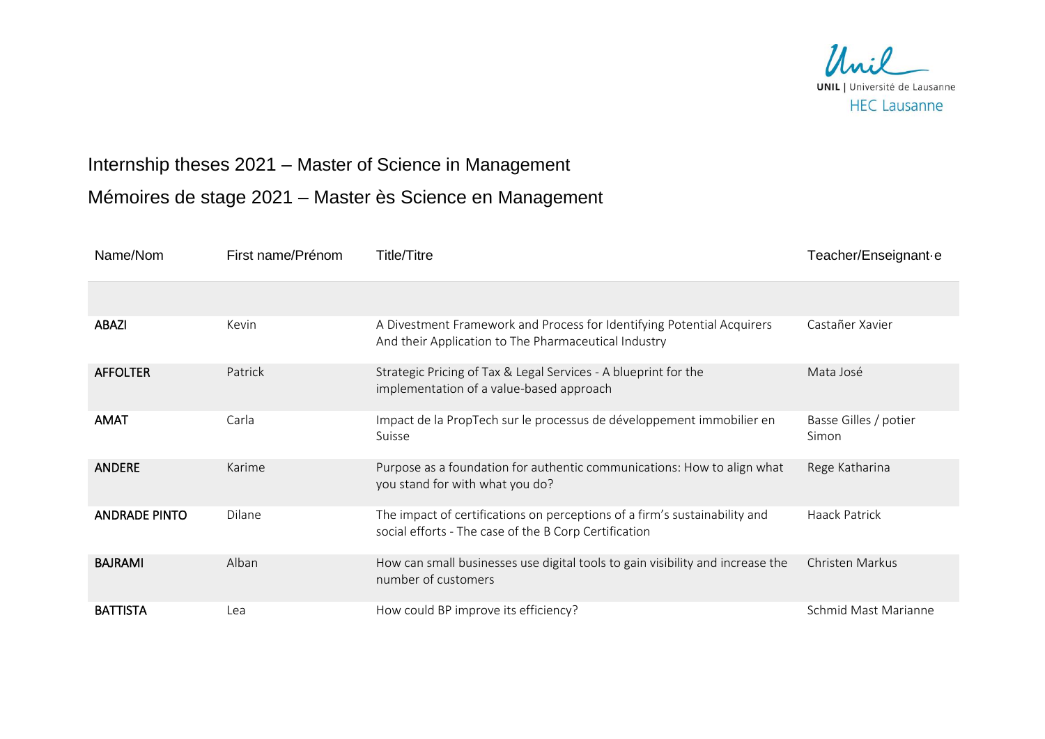# Internship theses 2021 – Master of Science in Management

# Mémoires de stage 2021 – Master ès Science en Management

| Name/Nom | First name/Prénom | Title/Titre | Teacher/Enseignant·e |
|---|---|---|---|
| | | | |
| **ABAZI** | Kevin | A Divestment Framework and Process for Identifying Potential Acquirers And their Application to The Pharmaceutical Industry | Castañer Xavier |
| **AFFOLTER** | Patrick | Strategic Pricing of Tax & Legal Services - A blueprint for the implementation of a value-based approach | Mata José |
| **AMAT** | Carla | Impact de la PropTech sur le processus de développement immobilier en Suisse | Basse Gilles / potier Simon |
| **ANDERE** | Karime | Purpose as a foundation for authentic communications: How to align what you stand for with what you do? | Rege Katharina |
| **ANDRADE PINTO** | Dilane | The impact of certifications on perceptions of a firm's sustainability and social efforts - The case of the B Corp Certification | Haack Patrick |
| **BAJRAMI** | Alban | How can small businesses use digital tools to gain visibility and increase the number of customers | Christen Markus |
| **BATTISTA** | Lea | How could BP improve its efficiency? | Schmid Mast Marianne |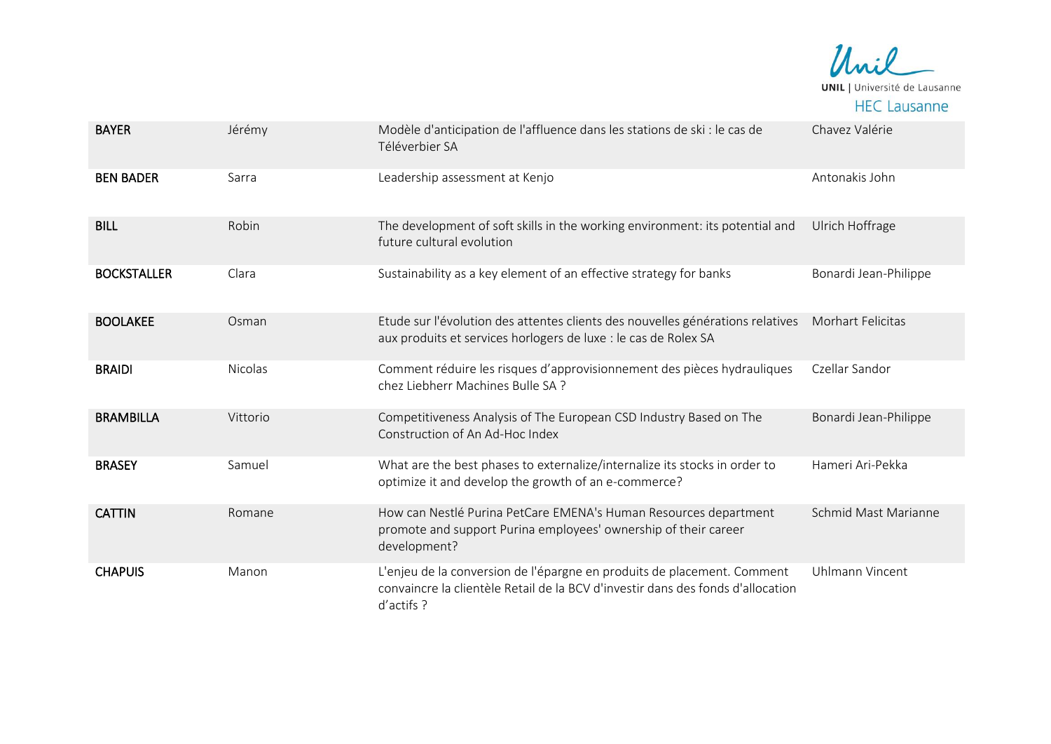| | | | |
|---|---|---|---|
| **BAYER** | Jérémy | Modèle d'anticipation de l'affluence dans les stations de ski : le cas de Téléverbier SA | Chavez Valérie |
| **BEN BADER** | Sarra | Leadership assessment at Kenjo | Antonakis John |
| **BILL** | Robin | The development of soft skills in the working environment: its potential and future cultural evolution | Ulrich Hoffrage |
| **BOCKSTALLER** | Clara | Sustainability as a key element of an effective strategy for banks | Bonardi Jean-Philippe |
| **BOOLAKEE** | Osman | Etude sur l'évolution des attentes clients des nouvelles générations relatives aux produits et services horlogers de luxe : le cas de Rolex SA | Morhart Felicitas |
| **BRAIDI** | Nicolas | Comment réduire les risques d'approvisionnement des pièces hydrauliques chez Liebherr Machines Bulle SA ? | Czellar Sandor |
| **BRAMBILLA** | Vittorio | Competitiveness Analysis of The European CSD Industry Based on The Construction of An Ad-Hoc Index | Bonardi Jean-Philippe |
| **BRASEY** | Samuel | What are the best phases to externalize/internalize its stocks in order to optimize it and develop the growth of an e-commerce? | Hameri Ari-Pekka |
| **CATTIN** | Romane | How can Nestlé Purina PetCare EMENA's Human Resources department promote and support Purina employees' ownership of their career development? | Schmid Mast Marianne |
| **CHAPUIS** | Manon | L'enjeu de la conversion de l'épargne en produits de placement. Comment convaincre la clientèle Retail de la BCV d'investir dans des fonds d'allocation d'actifs ? | Uhlmann Vincent |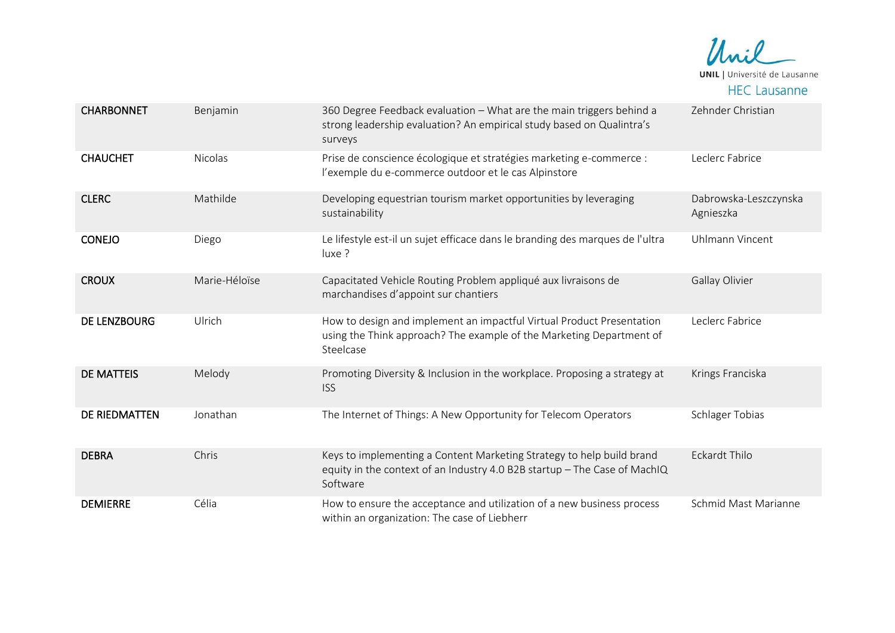| | | | |
|---|---|---|---|
| **CHARBONNET** | Benjamin | 360 Degree Feedback evaluation – What are the main triggers behind a strong leadership evaluation? An empirical study based on Qualintra's surveys | Zehnder Christian |
| **CHAUCHET** | Nicolas | Prise de conscience écologique et stratégies marketing e-commerce : l'exemple du e-commerce outdoor et le cas Alpinstore | Leclerc Fabrice |
| **CLERC** | Mathilde | Developing equestrian tourism market opportunities by leveraging sustainability | Dabrowska-Leszczynska Agnieszka |
| **CONEJO** | Diego | Le lifestyle est-il un sujet efficace dans le branding des marques de l'ultra luxe ? | Uhlmann Vincent |
| **CROUX** | Marie-Héloïse | Capacitated Vehicle Routing Problem appliqué aux livraisons de marchandises d'appoint sur chantiers | Gallay Olivier |
| **DE LENZBOURG** | Ulrich | How to design and implement an impactful Virtual Product Presentation using the Think approach? The example of the Marketing Department of Steelcase | Leclerc Fabrice |
| **DE MATTEIS** | Melody | Promoting Diversity & Inclusion in the workplace. Proposing a strategy at ISS | Krings Franciska |
| **DE RIEDMATTEN** | Jonathan | The Internet of Things: A New Opportunity for Telecom Operators | Schlager Tobias |
| **DEBRA** | Chris | Keys to implementing a Content Marketing Strategy to help build brand equity in the context of an Industry 4.0 B2B startup – The Case of MachIQ Software | Eckardt Thilo |
| **DEMIERRE** | Célia | How to ensure the acceptance and utilization of a new business process within an organization: The case of Liebherr | Schmid Mast Marianne |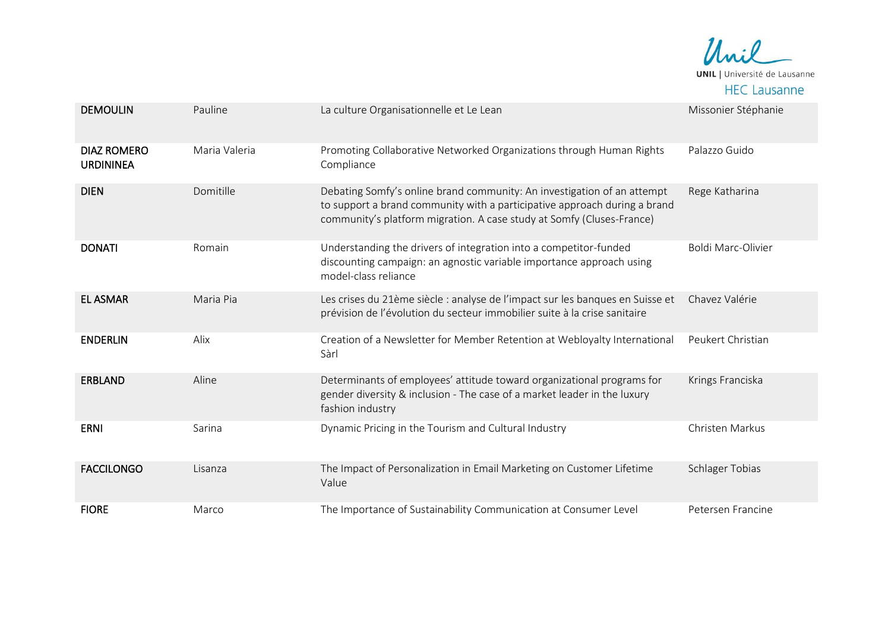| | | | |
|---|---|---|---|
| **DEMOULIN** | Pauline | La culture Organisationnelle et Le Lean | Missonier Stéphanie |
| **DIAZ ROMERO URDININEA** | Maria Valeria | Promoting Collaborative Networked Organizations through Human Rights Compliance | Palazzo Guido |
| **DIEN** | Domitille | Debating Somfy's online brand community: An investigation of an attempt to support a brand community with a participative approach during a brand community's platform migration. A case study at Somfy (Cluses-France) | Rege Katharina |
| **DONATI** | Romain | Understanding the drivers of integration into a competitor-funded discounting campaign: an agnostic variable importance approach using model-class reliance | Boldi Marc-Olivier |
| **EL ASMAR** | Maria Pia | Les crises du 21ème siècle : analyse de l'impact sur les banques en Suisse et prévision de l'évolution du secteur immobilier suite à la crise sanitaire | Chavez Valérie |
| **ENDERLIN** | Alix | Creation of a Newsletter for Member Retention at Webloyalty International Sàrl | Peukert Christian |
| **ERBLAND** | Aline | Determinants of employees' attitude toward organizational programs for gender diversity & inclusion - The case of a market leader in the luxury fashion industry | Krings Franciska |
| **ERNI** | Sarina | Dynamic Pricing in the Tourism and Cultural Industry | Christen Markus |
| **FACCILONGO** | Lisanza | The Impact of Personalization in Email Marketing on Customer Lifetime Value | Schlager Tobias |
| **FIORE** | Marco | The Importance of Sustainability Communication at Consumer Level | Petersen Francine |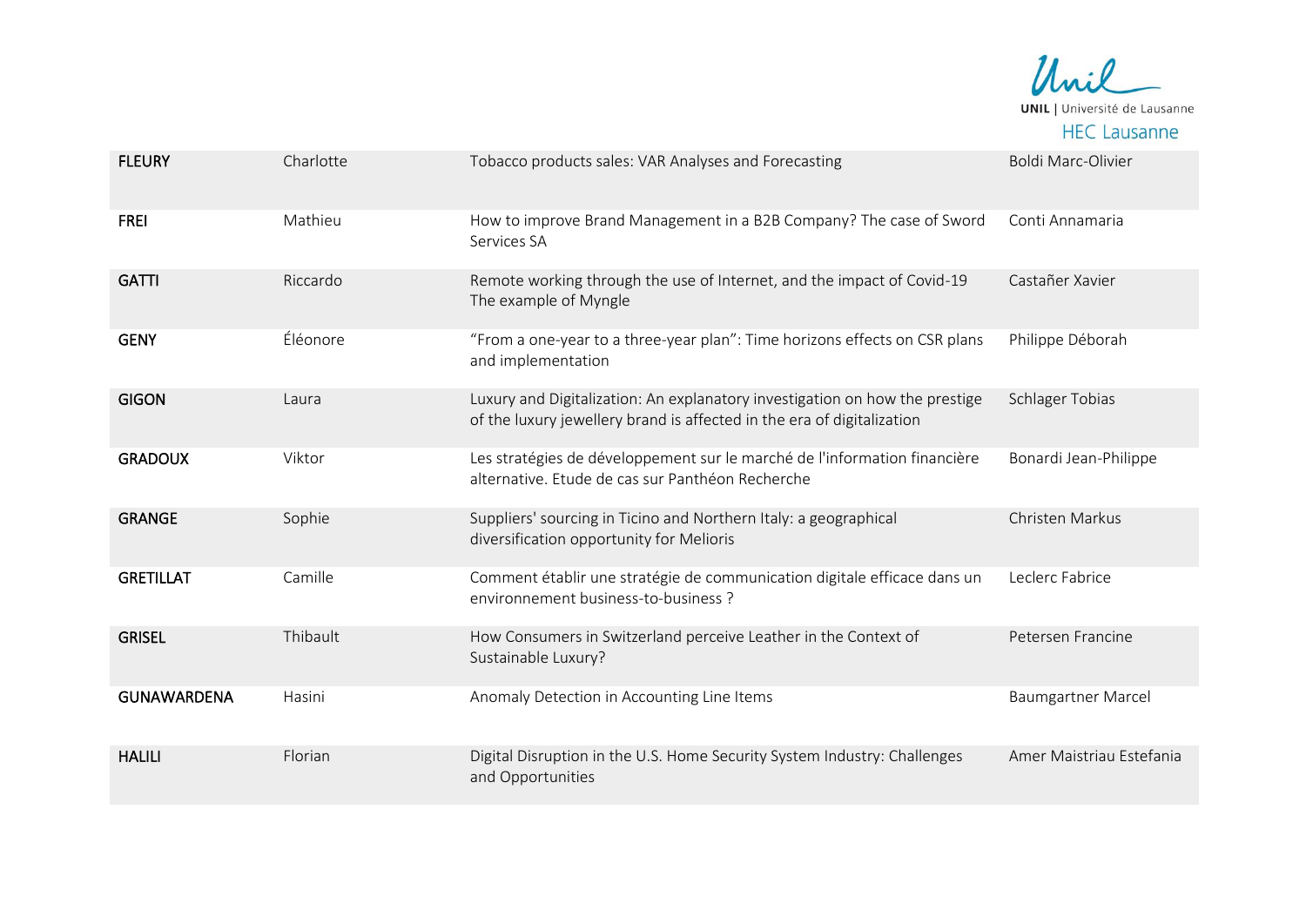| | | | |
|---|---|---|---|
| **FLEURY** | Charlotte | Tobacco products sales: VAR Analyses and Forecasting | Boldi Marc-Olivier |
| **FREI** | Mathieu | How to improve Brand Management in a B2B Company? The case of Sword Services SA | Conti Annamaria |
| **GATTI** | Riccardo | Remote working through the use of Internet, and the impact of Covid-19 The example of Myngle | Castañer Xavier |
| **GENY** | Éléonore | "From a one-year to a three-year plan": Time horizons effects on CSR plans and implementation | Philippe Déborah |
| **GIGON** | Laura | Luxury and Digitalization: An explanatory investigation on how the prestige of the luxury jewellery brand is affected in the era of digitalization | Schlager Tobias |
| **GRADOUX** | Viktor | Les stratégies de développement sur le marché de l'information financière alternative. Etude de cas sur Panthéon Recherche | Bonardi Jean-Philippe |
| **GRANGE** | Sophie | Suppliers' sourcing in Ticino and Northern Italy: a geographical diversification opportunity for Melioris | Christen Markus |
| **GRETILLAT** | Camille | Comment établir une stratégie de communication digitale efficace dans un environnement business-to-business ? | Leclerc Fabrice |
| **GRISEL** | Thibault | How Consumers in Switzerland perceive Leather in the Context of Sustainable Luxury? | Petersen Francine |
| **GUNAWARDENA** | Hasini | Anomaly Detection in Accounting Line Items | Baumgartner Marcel |
| **HALILI** | Florian | Digital Disruption in the U.S. Home Security System Industry: Challenges and Opportunities | Amer Maistriau Estefania |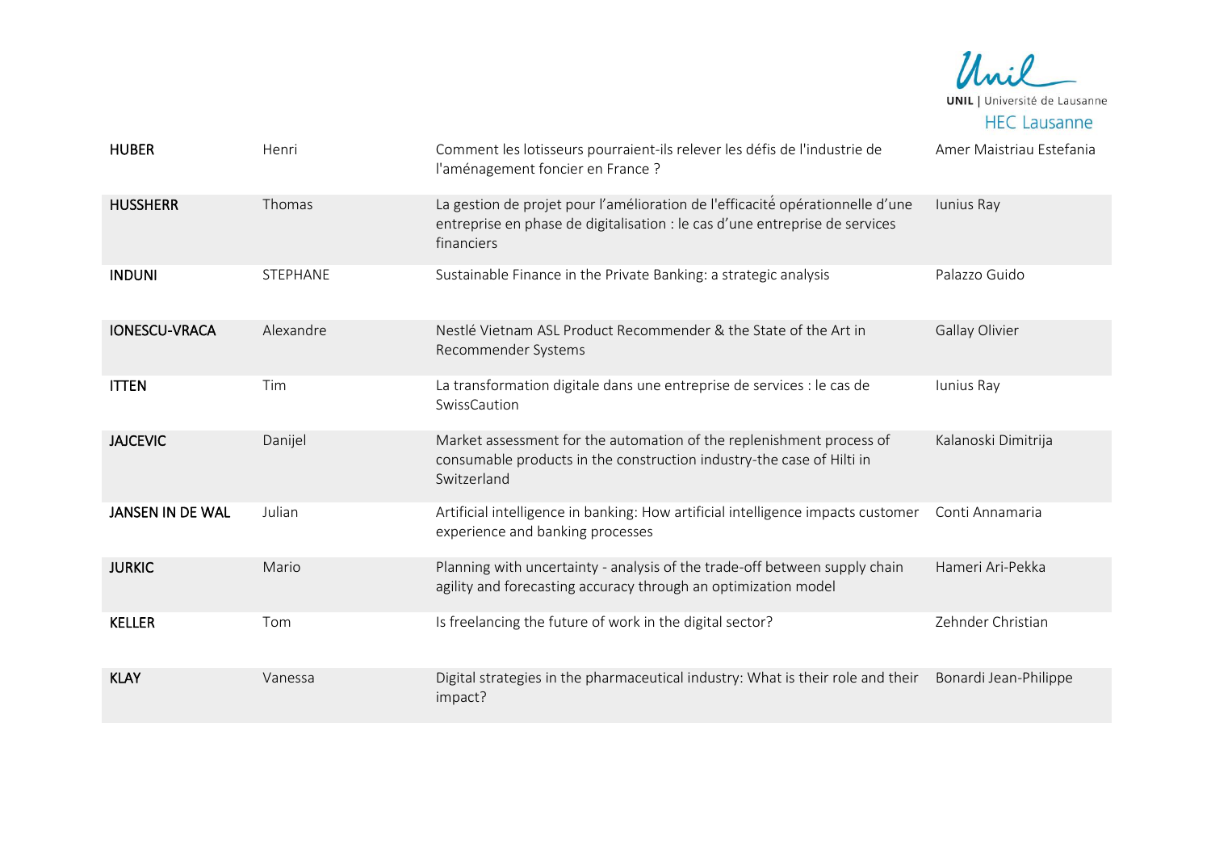| | | | |
|---|---|---|---|
| **HUBER** | Henri | Comment les lotisseurs pourraient-ils relever les défis de l'industrie de l'aménagement foncier en France ? | Amer Maistriau Estefania |
| **HUSSHERR** | Thomas | La gestion de projet pour l'amélioration de l'efficacité opérationnelle d'une entreprise en phase de digitalisation : le cas d'une entreprise de services financiers | Iunius Ray |
| **INDUNI** | STEPHANE | Sustainable Finance in the Private Banking: a strategic analysis | Palazzo Guido |
| **IONESCU-VRACA** | Alexandre | Nestlé Vietnam ASL Product Recommender & the State of the Art in Recommender Systems | Gallay Olivier |
| **ITTEN** | Tim | La transformation digitale dans une entreprise de services : le cas de SwissCaution | Iunius Ray |
| **JAJCEVIC** | Danijel | Market assessment for the automation of the replenishment process of consumable products in the construction industry-the case of Hilti in Switzerland | Kalanoski Dimitrija |
| **JANSEN IN DE WAL** | Julian | Artificial intelligence in banking: How artificial intelligence impacts customer experience and banking processes | Conti Annamaria |
| **JURKIC** | Mario | Planning with uncertainty - analysis of the trade-off between supply chain agility and forecasting accuracy through an optimization model | Hameri Ari-Pekka |
| **KELLER** | Tom | Is freelancing the future of work in the digital sector? | Zehnder Christian |
| **KLAY** | Vanessa | Digital strategies in the pharmaceutical industry: What is their role and their impact? | Bonardi Jean-Philippe |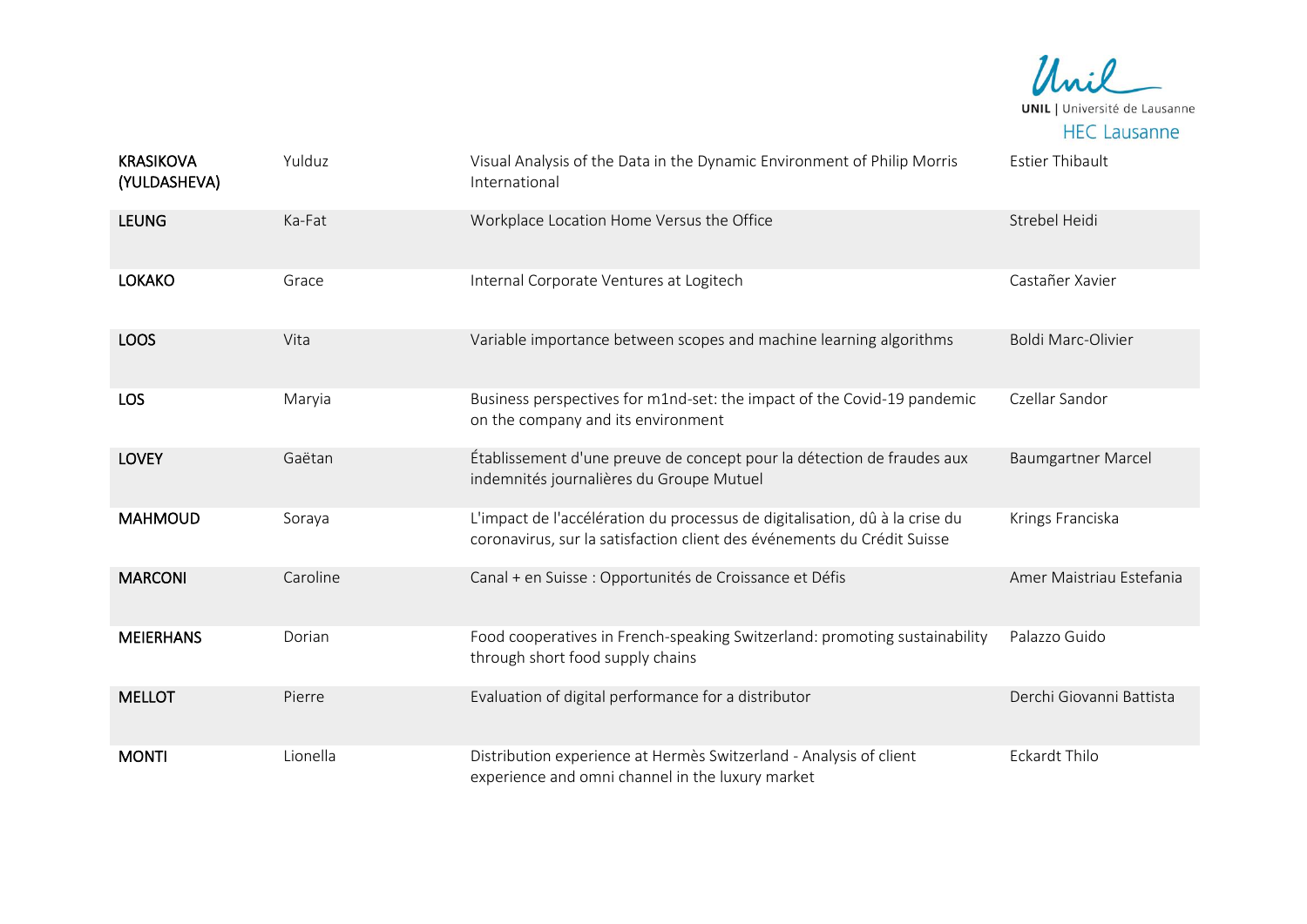| | | | |
|---|---|---|---|
| **KRASIKOVA (YULDASHEVA)** | Yulduz | Visual Analysis of the Data in the Dynamic Environment of Philip Morris International | Estier Thibault |
| **LEUNG** | Ka-Fat | Workplace Location Home Versus the Office | Strebel Heidi |
| **LOKAKO** | Grace | Internal Corporate Ventures at Logitech | Castañer Xavier |
| **LOOS** | Vita | Variable importance between scopes and machine learning algorithms | Boldi Marc-Olivier |
| **LOS** | Maryia | Business perspectives for m1nd-set: the impact of the Covid-19 pandemic on the company and its environment | Czellar Sandor |
| **LOVEY** | Gaëtan | Établissement d'une preuve de concept pour la détection de fraudes aux indemnités journalières du Groupe Mutuel | Baumgartner Marcel |
| **MAHMOUD** | Soraya | L'impact de l'accélération du processus de digitalisation, dû à la crise du coronavirus, sur la satisfaction client des événements du Crédit Suisse | Krings Franciska |
| **MARCONI** | Caroline | Canal + en Suisse : Opportunités de Croissance et Défis | Amer Maistriau Estefania |
| **MEIERHANS** | Dorian | Food cooperatives in French-speaking Switzerland: promoting sustainability through short food supply chains | Palazzo Guido |
| **MELLOT** | Pierre | Evaluation of digital performance for a distributor | Derchi Giovanni Battista |
| **MONTI** | Lionella | Distribution experience at Hermès Switzerland - Analysis of client experience and omni channel in the luxury market | Eckardt Thilo |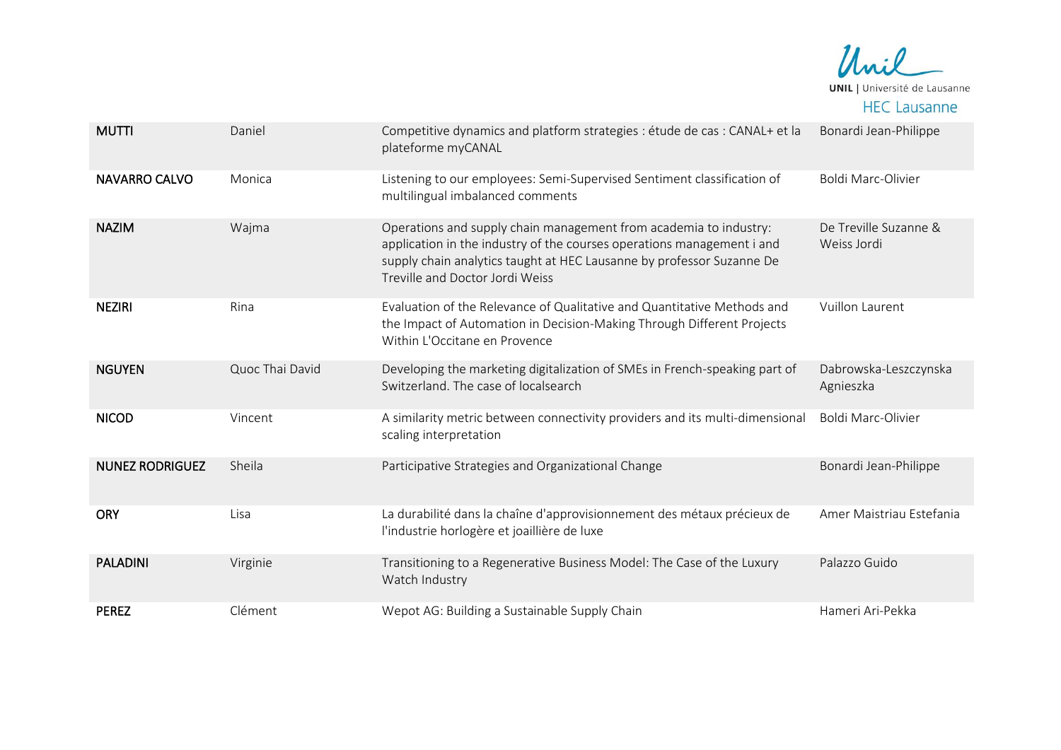| **MUTTI** | Daniel | Competitive dynamics and platform strategies : étude de cas : CANAL+ et la plateforme myCANAL | Bonardi Jean-Philippe |
|---|---|---|---|
| **NAVARRO CALVO** | Monica | Listening to our employees: Semi-Supervised Sentiment classification of multilingual imbalanced comments | Boldi Marc-Olivier |
| **NAZIM** | Wajma | Operations and supply chain management from academia to industry: application in the industry of the courses operations management i and supply chain analytics taught at HEC Lausanne by professor Suzanne De Treville and Doctor Jordi Weiss | De Treville Suzanne & Weiss Jordi |
| **NEZIRI** | Rina | Evaluation of the Relevance of Qualitative and Quantitative Methods and the Impact of Automation in Decision-Making Through Different Projects Within L'Occitane en Provence | Vuillon Laurent |
| **NGUYEN** | Quoc Thai David | Developing the marketing digitalization of SMEs in French-speaking part of Switzerland. The case of localsearch | Dabrowska-Leszczynska Agnieszka |
| **NICOD** | Vincent | A similarity metric between connectivity providers and its multi-dimensional scaling interpretation | Boldi Marc-Olivier |
| **NUNEZ RODRIGUEZ** | Sheila | Participative Strategies and Organizational Change | Bonardi Jean-Philippe |
| **ORY** | Lisa | La durabilité dans la chaîne d'approvisionnement des métaux précieux de l'industrie horlogère et joaillière de luxe | Amer Maistriau Estefania |
| **PALADINI** | Virginie | Transitioning to a Regenerative Business Model: The Case of the Luxury Watch Industry | Palazzo Guido |
| **PEREZ** | Clément | Wepot AG: Building a Sustainable Supply Chain | Hameri Ari-Pekka |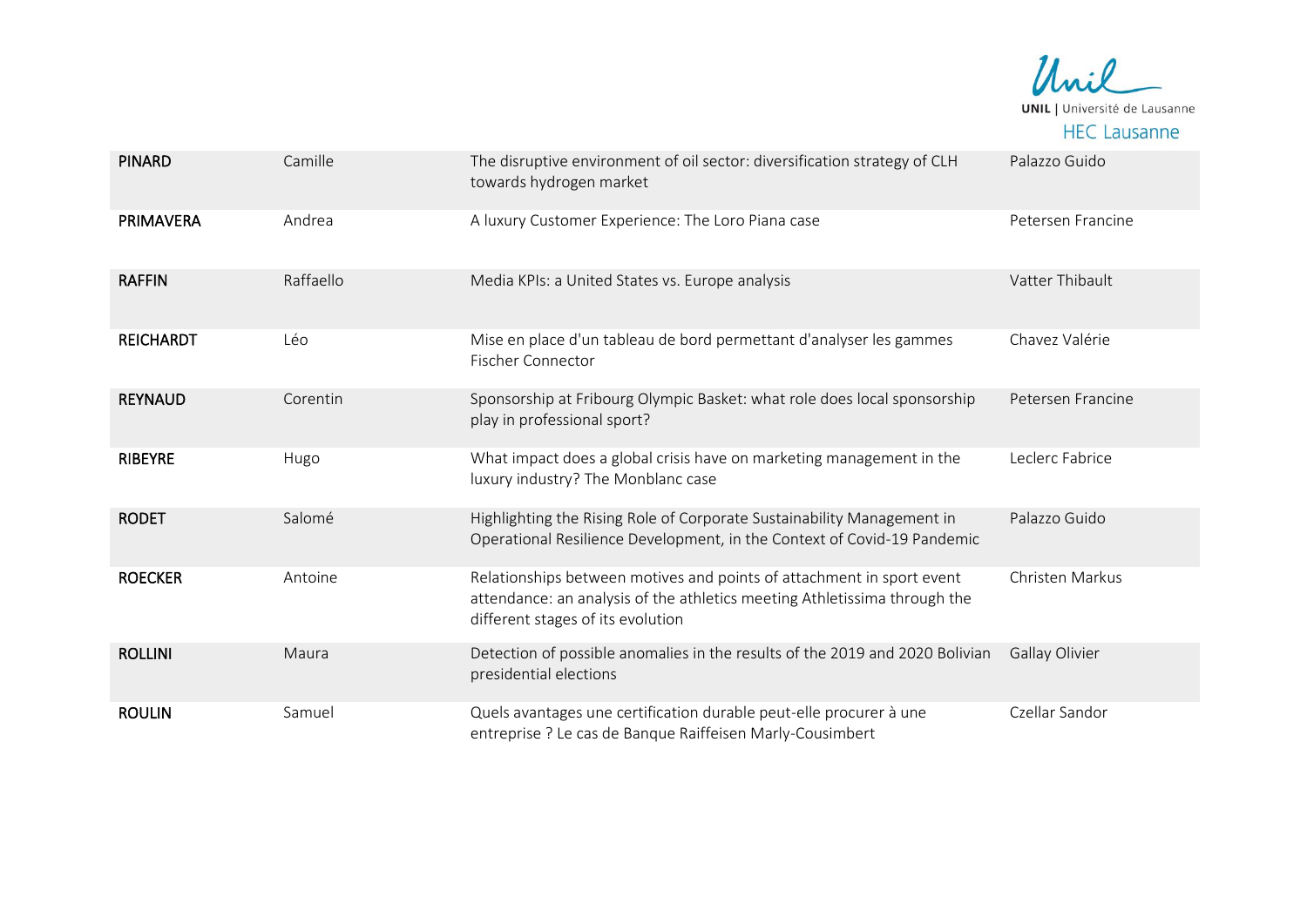| | | | |
|---|---|---|---|
| **PINARD** | Camille | The disruptive environment of oil sector: diversification strategy of CLH towards hydrogen market | Palazzo Guido |
| **PRIMAVERA** | Andrea | A luxury Customer Experience: The Loro Piana case | Petersen Francine |
| **RAFFIN** | Raffaello | Media KPIs: a United States vs. Europe analysis | Vatter Thibault |
| **REICHARDT** | Léo | Mise en place d'un tableau de bord permettant d'analyser les gammes Fischer Connector | Chavez Valérie |
| **REYNAUD** | Corentin | Sponsorship at Fribourg Olympic Basket: what role does local sponsorship play in professional sport? | Petersen Francine |
| **RIBEYRE** | Hugo | What impact does a global crisis have on marketing management in the luxury industry? The Monblanc case | Leclerc Fabrice |
| **RODET** | Salomé | Highlighting the Rising Role of Corporate Sustainability Management in Operational Resilience Development, in the Context of Covid-19 Pandemic | Palazzo Guido |
| **ROECKER** | Antoine | Relationships between motives and points of attachment in sport event attendance: an analysis of the athletics meeting Athletissima through the different stages of its evolution | Christen Markus |
| **ROLLINI** | Maura | Detection of possible anomalies in the results of the 2019 and 2020 Bolivian presidential elections | Gallay Olivier |
| **ROULIN** | Samuel | Quels avantages une certification durable peut-elle procurer à une entreprise ? Le cas de Banque Raiffeisen Marly-Cousimbert | Czellar Sandor |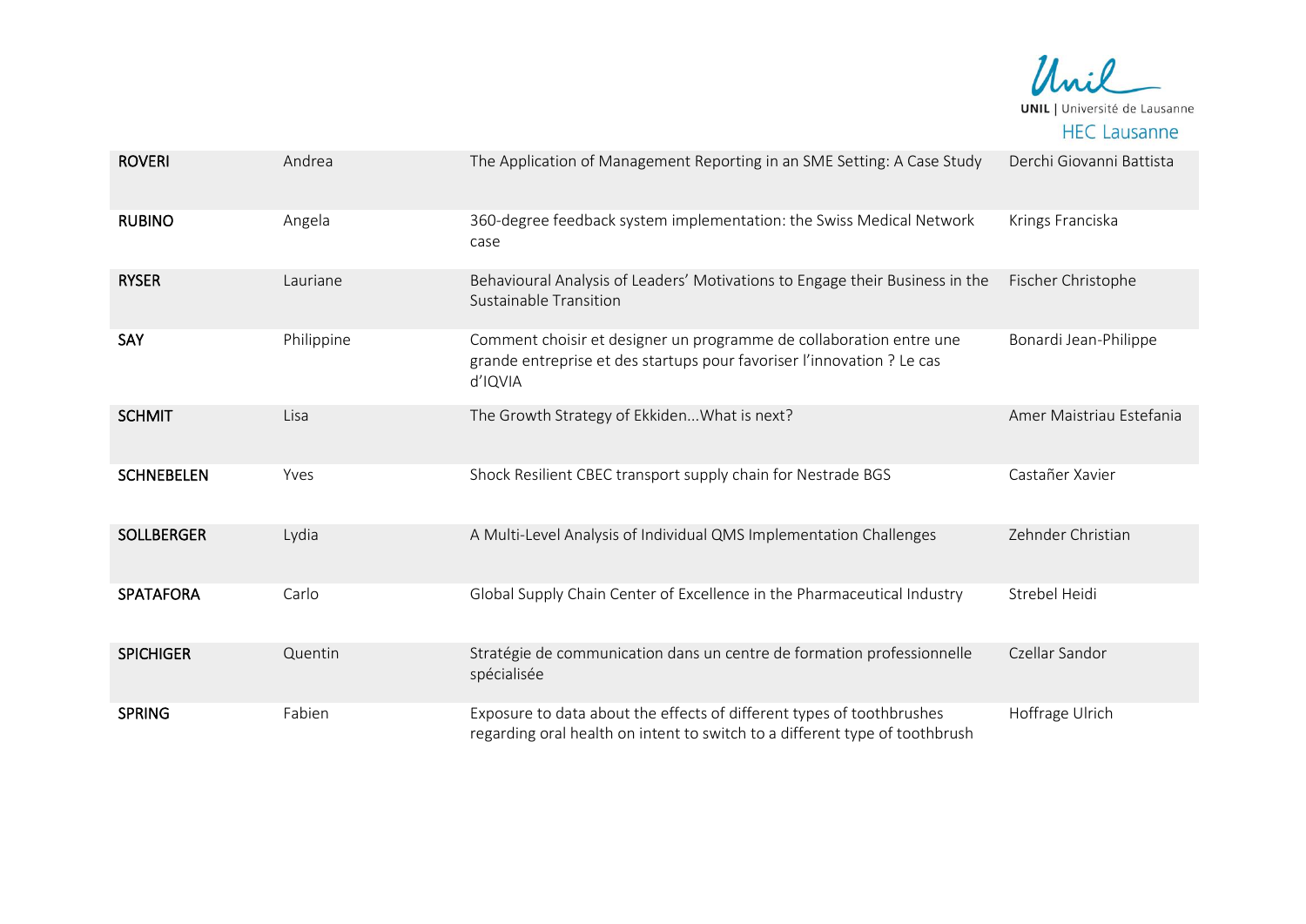| **ROVERI** | Andrea | The Application of Management Reporting in an SME Setting: A Case Study | Derchi Giovanni Battista |
|---|---|---|---|
| **RUBINO** | Angela | 360-degree feedback system implementation: the Swiss Medical Network case | Krings Franciska |
| **RYSER** | Lauriane | Behavioural Analysis of Leaders' Motivations to Engage their Business in the Sustainable Transition | Fischer Christophe |
| **SAY** | Philippine | Comment choisir et designer un programme de collaboration entre une grande entreprise et des startups pour favoriser l'innovation ? Le cas d'IQVIA | Bonardi Jean-Philippe |
| **SCHMIT** | Lisa | The Growth Strategy of Ekkiden...What is next? | Amer Maistriau Estefania |
| **SCHNEBELEN** | Yves | Shock Resilient CBEC transport supply chain for Nestrade BGS | Castañer Xavier |
| **SOLLBERGER** | Lydia | A Multi-Level Analysis of Individual QMS Implementation Challenges | Zehnder Christian |
| **SPATAFORA** | Carlo | Global Supply Chain Center of Excellence in the Pharmaceutical Industry | Strebel Heidi |
| **SPICHIGER** | Quentin | Stratégie de communication dans un centre de formation professionnelle spécialisée | Czellar Sandor |
| **SPRING** | Fabien | Exposure to data about the effects of different types of toothbrushes regarding oral health on intent to switch to a different type of toothbrush | Hoffrage Ulrich |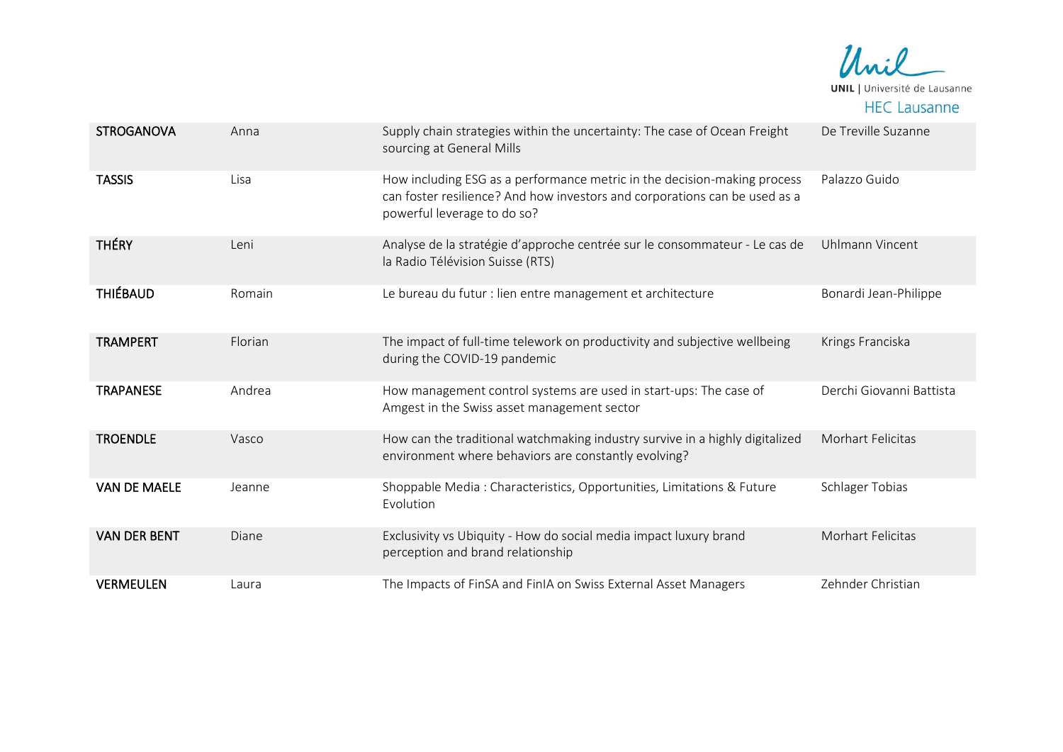| STROGANOVA | Anna | Supply chain strategies within the uncertainty: The case of Ocean Freight sourcing at General Mills | De Treville Suzanne |
|---|---|---|---|
| TASSIS | Lisa | How including ESG as a performance metric in the decision-making process can foster resilience? And how investors and corporations can be used as a powerful leverage to do so? | Palazzo Guido |
| THÉRY | Leni | Analyse de la stratégie d'approche centrée sur le consommateur - Le cas de la Radio Télévision Suisse (RTS) | Uhlmann Vincent |
| THIÉBAUD | Romain | Le bureau du futur : lien entre management et architecture | Bonardi Jean-Philippe |
| TRAMPERT | Florian | The impact of full-time telework on productivity and subjective wellbeing during the COVID-19 pandemic | Krings Franciska |
| TRAPANESE | Andrea | How management control systems are used in start-ups: The case of Amgest in the Swiss asset management sector | Derchi Giovanni Battista |
| TROENDLE | Vasco | How can the traditional watchmaking industry survive in a highly digitalized environment where behaviors are constantly evolving? | Morhart Felicitas |
| VAN DE MAELE | Jeanne | Shoppable Media : Characteristics, Opportunities, Limitations & Future Evolution | Schlager Tobias |
| VAN DER BENT | Diane | Exclusivity vs Ubiquity - How do social media impact luxury brand perception and brand relationship | Morhart Felicitas |
| VERMEULEN | Laura | The Impacts of FinSA and FinIA on Swiss External Asset Managers | Zehnder Christian |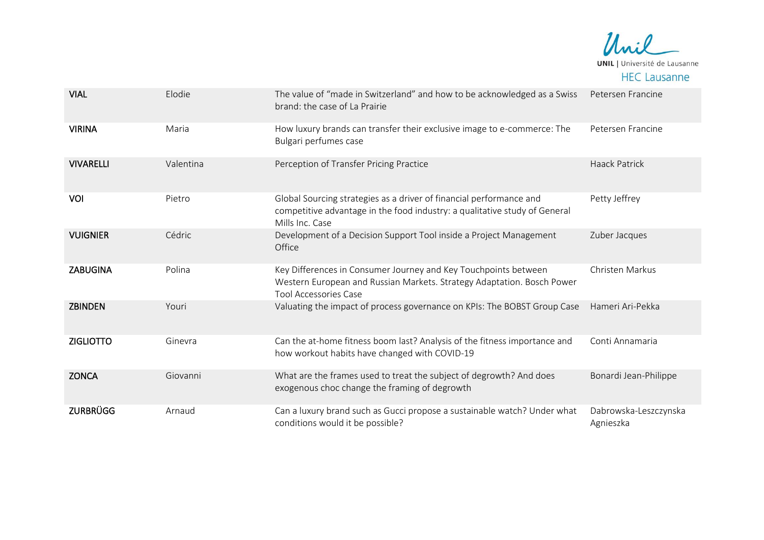| | | | |
|---|---|---|---|
| **VIAL** | Elodie | The value of "made in Switzerland" and how to be acknowledged as a Swiss brand: the case of La Prairie | Petersen Francine |
| **VIRINA** | Maria | How luxury brands can transfer their exclusive image to e-commerce: The Bulgari perfumes case | Petersen Francine |
| **VIVARELLI** | Valentina | Perception of Transfer Pricing Practice | Haack Patrick |
| **VOI** | Pietro | Global Sourcing strategies as a driver of financial performance and competitive advantage in the food industry: a qualitative study of General Mills Inc. Case | Petty Jeffrey |
| **VUIGNIER** | Cédric | Development of a Decision Support Tool inside a Project Management Office | Zuber Jacques |
| **ZABUGINA** | Polina | Key Differences in Consumer Journey and Key Touchpoints between Western European and Russian Markets. Strategy Adaptation. Bosch Power Tool Accessories Case | Christen Markus |
| **ZBINDEN** | Youri | Valuating the impact of process governance on KPIs: The BOBST Group Case | Hameri Ari-Pekka |
| **ZIGLIOTTO** | Ginevra | Can the at-home fitness boom last? Analysis of the fitness importance and how workout habits have changed with COVID-19 | Conti Annamaria |
| **ZONCA** | Giovanni | What are the frames used to treat the subject of degrowth? And does exogenous choc change the framing of degrowth | Bonardi Jean-Philippe |
| **ZURBRÜGG** | Arnaud | Can a luxury brand such as Gucci propose a sustainable watch? Under what conditions would it be possible? | Dabrowska-Leszczynska Agnieszka |